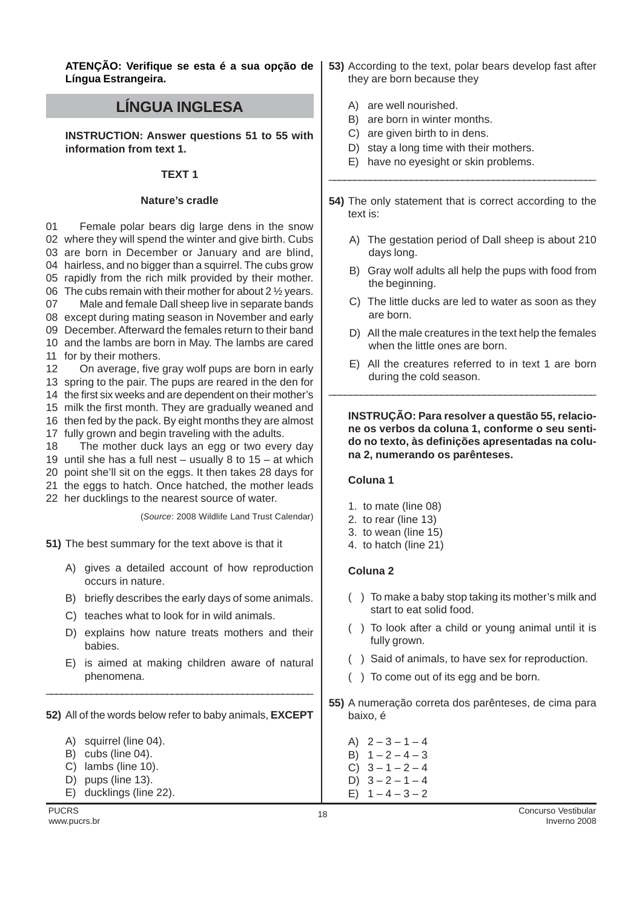**ATENÇÃO: Verifique se esta é a sua opção de Língua Estrangeira.**

## LÍNGUA INGLESA

**INSTRUCTION: Answer questions 51 to 55 with information from text 1.**

**TEXT 1**

**Nature's cradle**

01 Female polar bears dig large dens in the snow
02 where they will spend the winter and give birth. Cubs
03 are born in December or January and are blind,
04 hairless, and no bigger than a squirrel. The cubs grow
05 rapidly from the rich milk provided by their mother.
06 The cubs remain with their mother for about 2 ½ years.
07 Male and female Dall sheep live in separate bands
08 except during mating season in November and early
09 December. Afterward the females return to their band
10 and the lambs are born in May. The lambs are cared
11 for by their mothers.
12 On average, five gray wolf pups are born in early
13 spring to the pair. The pups are reared in the den for
14 the first six weeks and are dependent on their mother's
15 milk the first month. They are gradually weaned and
16 then fed by the pack. By eight months they are almost
17 fully grown and begin traveling with the adults.
18 The mother duck lays an egg or two every day
19 until she has a full nest – usually 8 to 15 – at which
20 point she'll sit on the eggs. It then takes 28 days for
21 the eggs to hatch. Once hatched, the mother leads
22 her ducklings to the nearest source of water.

(*Source*: 2008 Wildlife Land Trust Calendar)

**51)** The best summary for the text above is that it

A) gives a detailed account of how reproduction occurs in nature.
B) briefly describes the early days of some animals.
C) teaches what to look for in wild animals.
D) explains how nature treats mothers and their babies.
E) is aimed at making children aware of natural phenomena.

---

**52)** All of the words below refer to baby animals, **EXCEPT**

A) squirrel (line 04).
B) cubs (line 04).
C) lambs (line 10).
D) pups (line 13).
E) ducklings (line 22).

**53)** According to the text, polar bears develop fast after they are born because they

A) are well nourished.
B) are born in winter months.
C) are given birth to in dens.
D) stay a long time with their mothers.
E) have no eyesight or skin problems.

---

**54)** The only statement that is correct according to the text is:

A) The gestation period of Dall sheep is about 210 days long.
B) Gray wolf adults all help the pups with food from the beginning.
C) The little ducks are led to water as soon as they are born.
D) All the male creatures in the text help the females when the little ones are born.
E) All the creatures referred to in text 1 are born during the cold season.

---

**INSTRUÇÃO: Para resolver a questão 55, relacione os verbos da coluna 1, conforme o seu sentido no texto, às definições apresentadas na coluna 2, numerando os parênteses.**

**Coluna 1**

1. to mate (line 08)
2. to rear (line 13)
3. to wean (line 15)
4. to hatch (line 21)

**Coluna 2**

( ) To make a baby stop taking its mother's milk and start to eat solid food.
( ) To look after a child or young animal until it is fully grown.
( ) Said of animals, to have sex for reproduction.
( ) To come out of its egg and be born.

**55)** A numeração correta dos parênteses, de cima para baixo, é

A) 2 – 3 – 1 – 4
B) 1 – 2 – 4 – 3
C) 3 – 1 – 2 – 4
D) 3 – 2 – 1 – 4
E) 1 – 4 – 3 – 2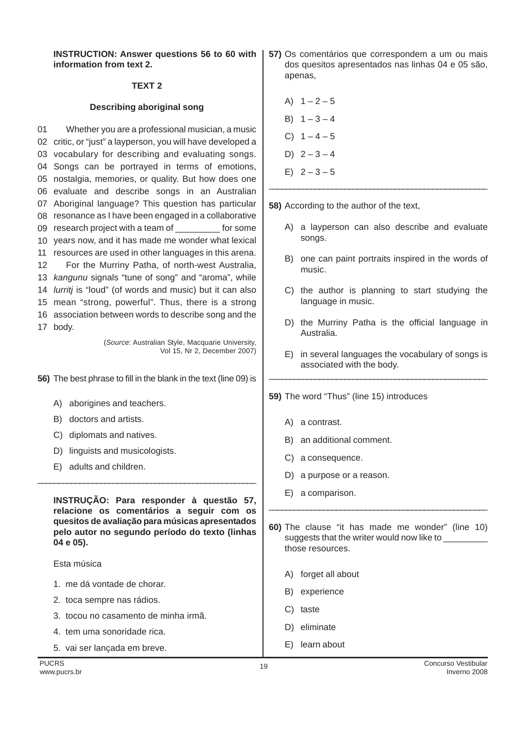**INSTRUCTION: Answer questions 56 to 60 with information from text 2.**

## TEXT 2

### Describing aboriginal song

01 Whether you are a professional musician, a music
02 critic, or "just" a layperson, you will have developed a
03 vocabulary for describing and evaluating songs.
04 Songs can be portrayed in terms of emotions,
05 nostalgia, memories, or quality. But how does one
06 evaluate and describe songs in an Australian
07 Aboriginal language? This question has particular
08 resonance as I have been engaged in a collaborative
09 research project with a team of _________ for some
10 years now, and it has made me wonder what lexical
11 resources are used in other languages in this arena.
12 For the Murriny Patha, of north-west Australia,
13 *kangunu* signals "tune of song" and "aroma", while
14 *lurritj* is "loud" (of words and music) but it can also
15 mean "strong, powerful". Thus, there is a strong
16 association between words to describe song and the
17 body.

(*Source*: Australian Style, Macquarie University, Vol 15, Nr 2, December 2007)

**56)** The best phrase to fill in the blank in the text (line 09) is

A) aborigines and teachers.
B) doctors and artists.
C) diplomats and natives.
D) linguists and musicologists.
E) adults and children.

---

**INSTRUÇÃO: Para responder à questão 57, relacione os comentários a seguir com os quesitos de avaliação para músicas apresentados pelo autor no segundo período do texto (linhas 04 e 05).**

Esta música

1. me dá vontade de chorar.
2. toca sempre nas rádios.
3. tocou no casamento de minha irmã.
4. tem uma sonoridade rica.
5. vai ser lançada em breve.

**57)** Os comentários que correspondem a um ou mais dos quesitos apresentados nas linhas 04 e 05 são, apenas,

A) 1 – 2 – 5
B) 1 – 3 – 4
C) 1 – 4 – 5
D) 2 – 3 – 4
E) 2 – 3 – 5

---

**58)** According to the author of the text,

A) a layperson can also describe and evaluate songs.
B) one can paint portraits inspired in the words of music.
C) the author is planning to start studying the language in music.
D) the Murriny Patha is the official language in Australia.
E) in several languages the vocabulary of songs is associated with the body.

---

**59)** The word "Thus" (line 15) introduces

A) a contrast.
B) an additional comment.
C) a consequence.
D) a purpose or a reason.
E) a comparison.

---

**60)** The clause "it has made me wonder" (line 10) suggests that the writer would now like to _________ those resources.

A) forget all about
B) experience
C) taste
D) eliminate
E) learn about